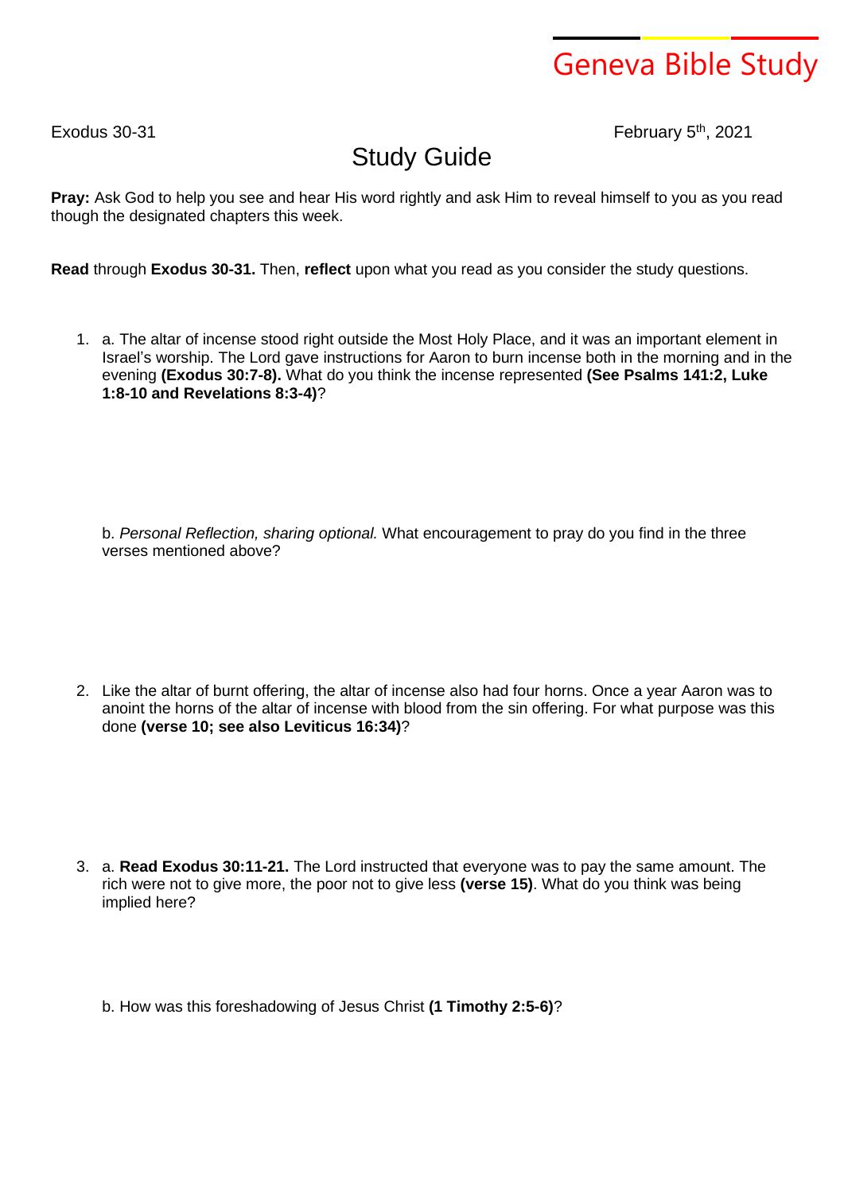Geneva Bible Study

Exodus 30-31

February 5th, 2021

# Study Guide

**Pray:** Ask God to help you see and hear His word rightly and ask Him to reveal himself to you as you read though the designated chapters this week.

**Read** through **Exodus 30-31.** Then, **reflect** upon what you read as you consider the study questions.

1. a. The altar of incense stood right outside the Most Holy Place, and it was an important element in Israel's worship. The Lord gave instructions for Aaron to burn incense both in the morning and in the evening **(Exodus 30:7-8).** What do you think the incense represented **(See Psalms 141:2, Luke 1:8-10 and Revelations 8:3-4)**?

   b. *Personal Reflection, sharing optional.* What encouragement to pray do you find in the three verses mentioned above?

2. Like the altar of burnt offering, the altar of incense also had four horns. Once a year Aaron was to anoint the horns of the altar of incense with blood from the sin offering. For what purpose was this done **(verse 10; see also Leviticus 16:34)**?

3. a. **Read Exodus 30:11-21.** The Lord instructed that everyone was to pay the same amount. The rich were not to give more, the poor not to give less **(verse 15)**. What do you think was being implied here?

   b. How was this foreshadowing of Jesus Christ **(1 Timothy 2:5-6)**?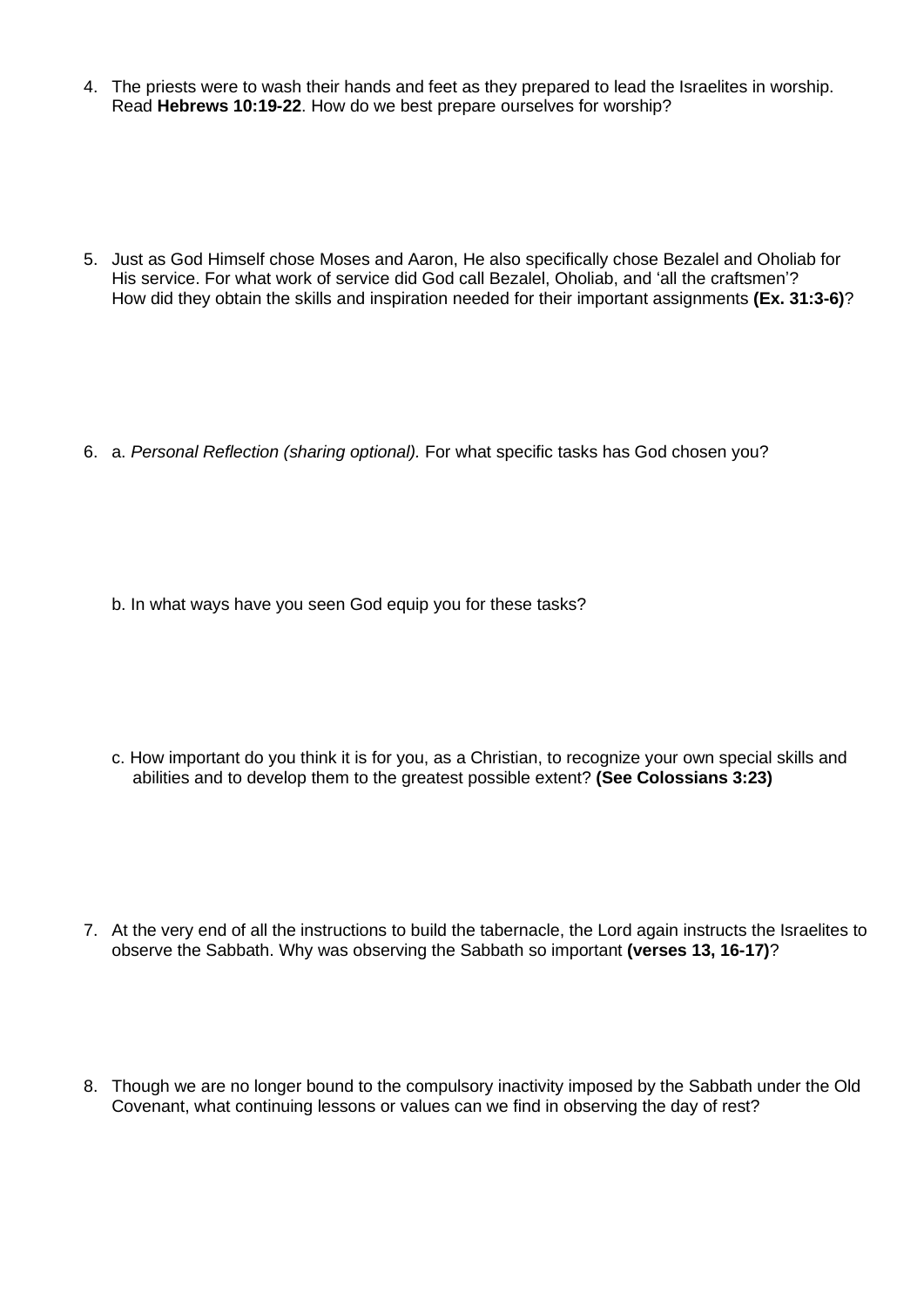4. The priests were to wash their hands and feet as they prepared to lead the Israelites in worship. Read **Hebrews 10:19-22**. How do we best prepare ourselves for worship?

5. Just as God Himself chose Moses and Aaron, He also specifically chose Bezalel and Oholiab for His service. For what work of service did God call Bezalel, Oholiab, and 'all the craftsmen'? How did they obtain the skills and inspiration needed for their important assignments **(Ex. 31:3-6)**?

6. a. *Personal Reflection (sharing optional).* For what specific tasks has God chosen you?

   b. In what ways have you seen God equip you for these tasks?

   c. How important do you think it is for you, as a Christian, to recognize your own special skills and abilities and to develop them to the greatest possible extent? **(See Colossians 3:23)**

7. At the very end of all the instructions to build the tabernacle, the Lord again instructs the Israelites to observe the Sabbath. Why was observing the Sabbath so important **(verses 13, 16-17)**?

8. Though we are no longer bound to the compulsory inactivity imposed by the Sabbath under the Old Covenant, what continuing lessons or values can we find in observing the day of rest?